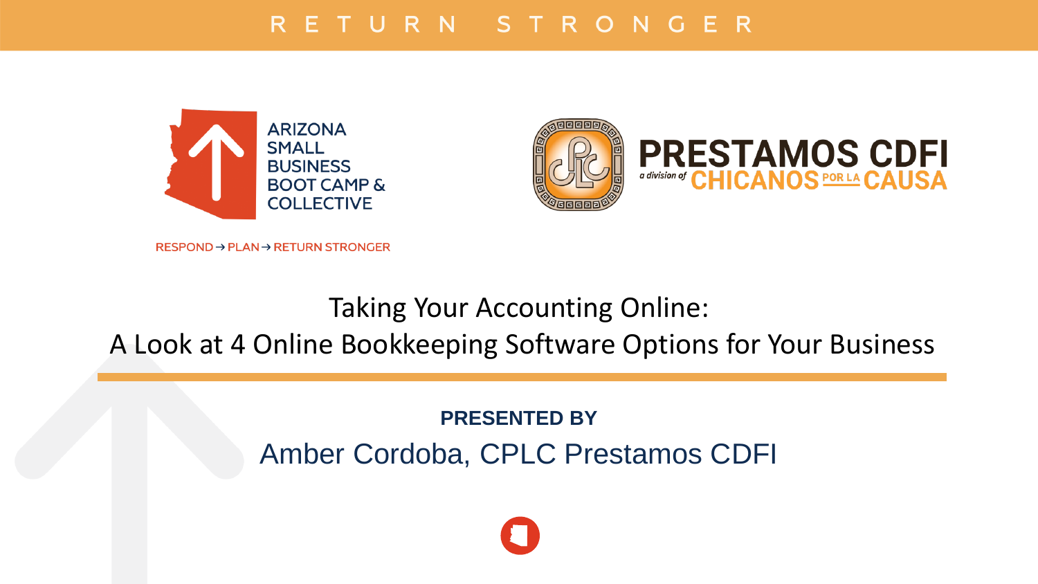RETURN STRONGER

ARIZONA SMALL BUSINESS BOOT CAMP & COLLECTIVE

RESPOND → PLAN → RETURN STRONGER

PRESTAMOS CDFI
a division of CHICANOS POR LA CAUSA

# Taking Your Accounting Online:
# A Look at 4 Online Bookkeeping Software Options for Your Business

**PRESENTED BY**

Amber Cordoba, CPLC Prestamos CDFI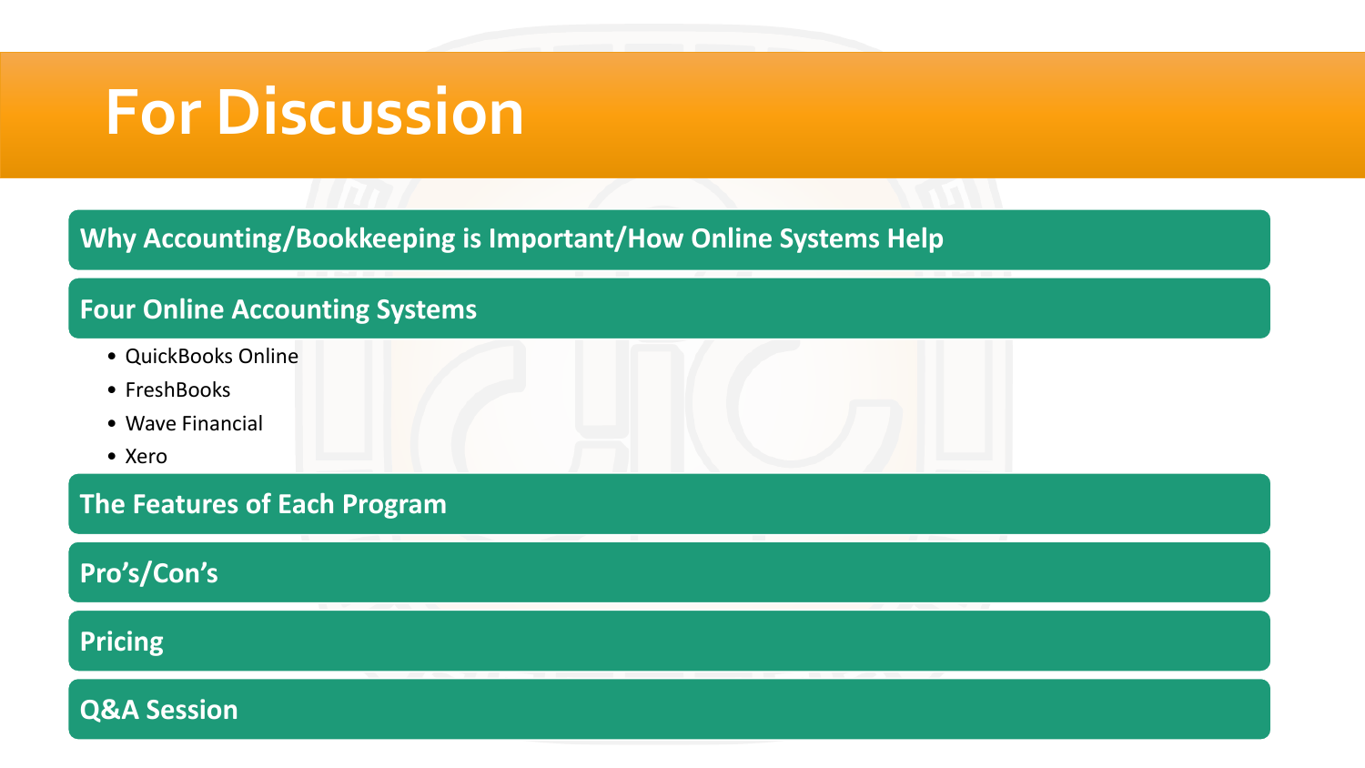# For Discussion

## Why Accounting/Bookkeeping is Important/How Online Systems Help

## Four Online Accounting Systems

- QuickBooks Online
- FreshBooks
- Wave Financial
- Xero

## The Features of Each Program

## Pro's/Con's

## Pricing

## Q&A Session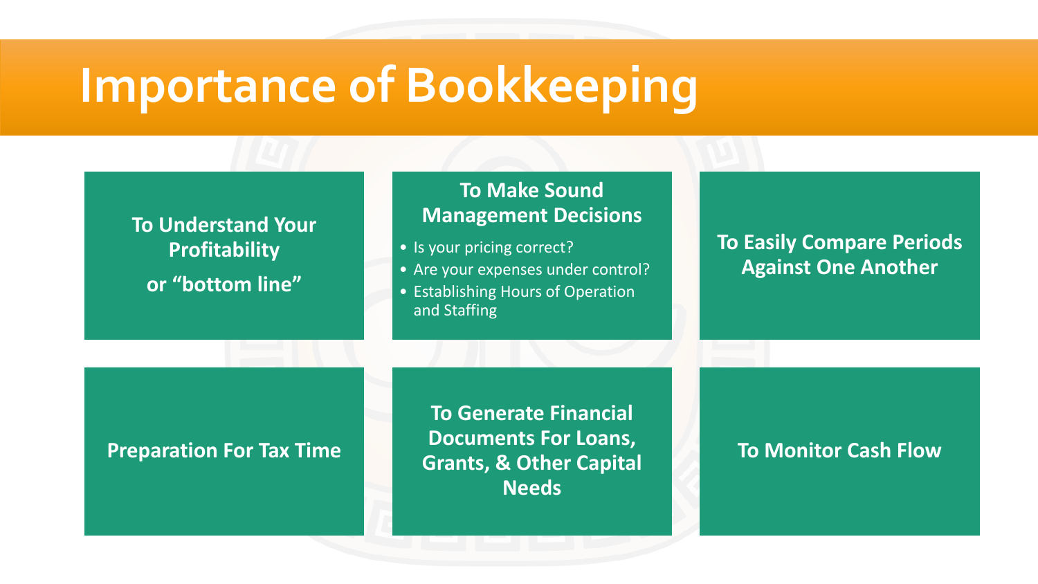# Importance of Bookkeeping

**To Understand Your Profitability or "bottom line"**

**To Make Sound Management Decisions**

- Is your pricing correct?
- Are your expenses under control?
- Establishing Hours of Operation and Staffing

**To Easily Compare Periods Against One Another**

**Preparation For Tax Time**

**To Generate Financial Documents For Loans, Grants, & Other Capital Needs**

**To Monitor Cash Flow**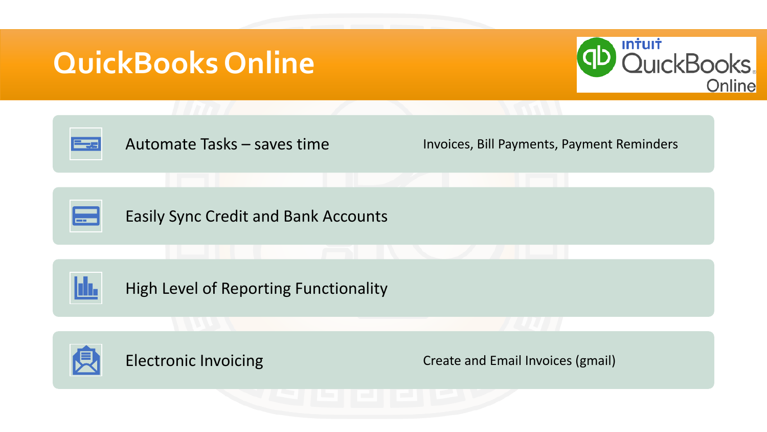# QuickBooks Online

| Feature | Details |
| --- | --- |
| Automate Tasks – saves time | Invoices, Bill Payments, Payment Reminders |
| Easily Sync Credit and Bank Accounts | |
| High Level of Reporting Functionality | |
| Electronic Invoicing | Create and Email Invoices (gmail) |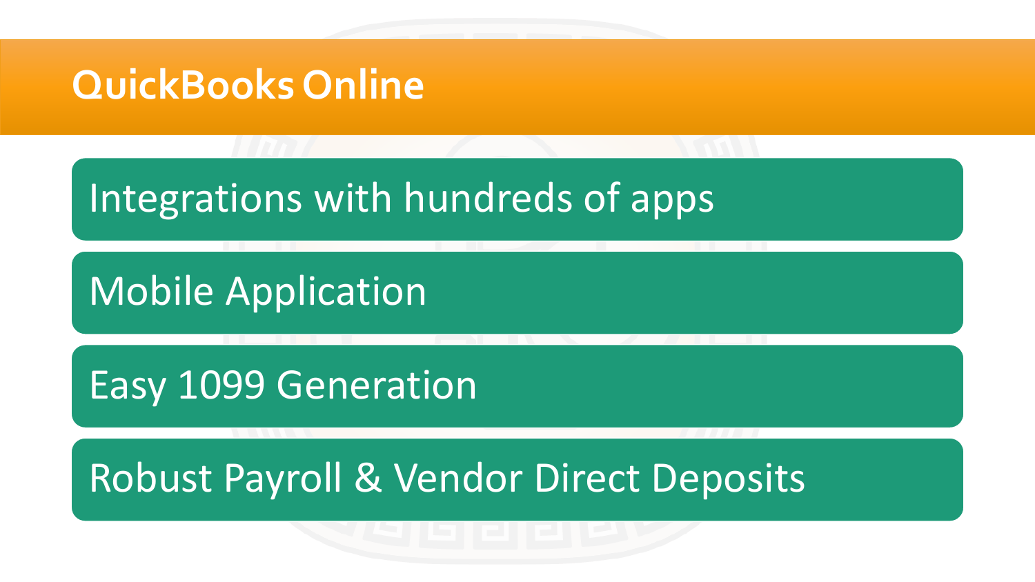# QuickBooks Online

- Integrations with hundreds of apps
- Mobile Application
- Easy 1099 Generation
- Robust Payroll & Vendor Direct Deposits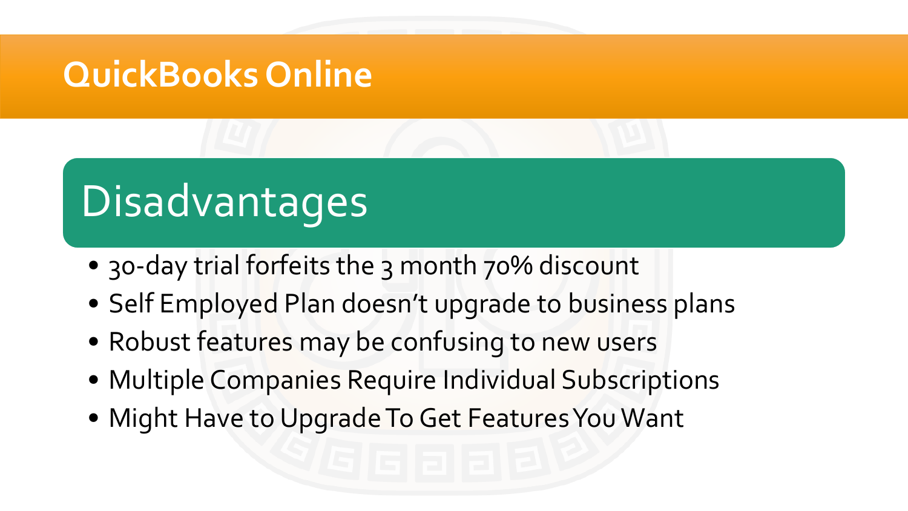# QuickBooks Online

## Disadvantages

- 30-day trial forfeits the 3 month 70% discount
- Self Employed Plan doesn't upgrade to business plans
- Robust features may be confusing to new users
- Multiple Companies Require Individual Subscriptions
- Might Have to Upgrade To Get Features You Want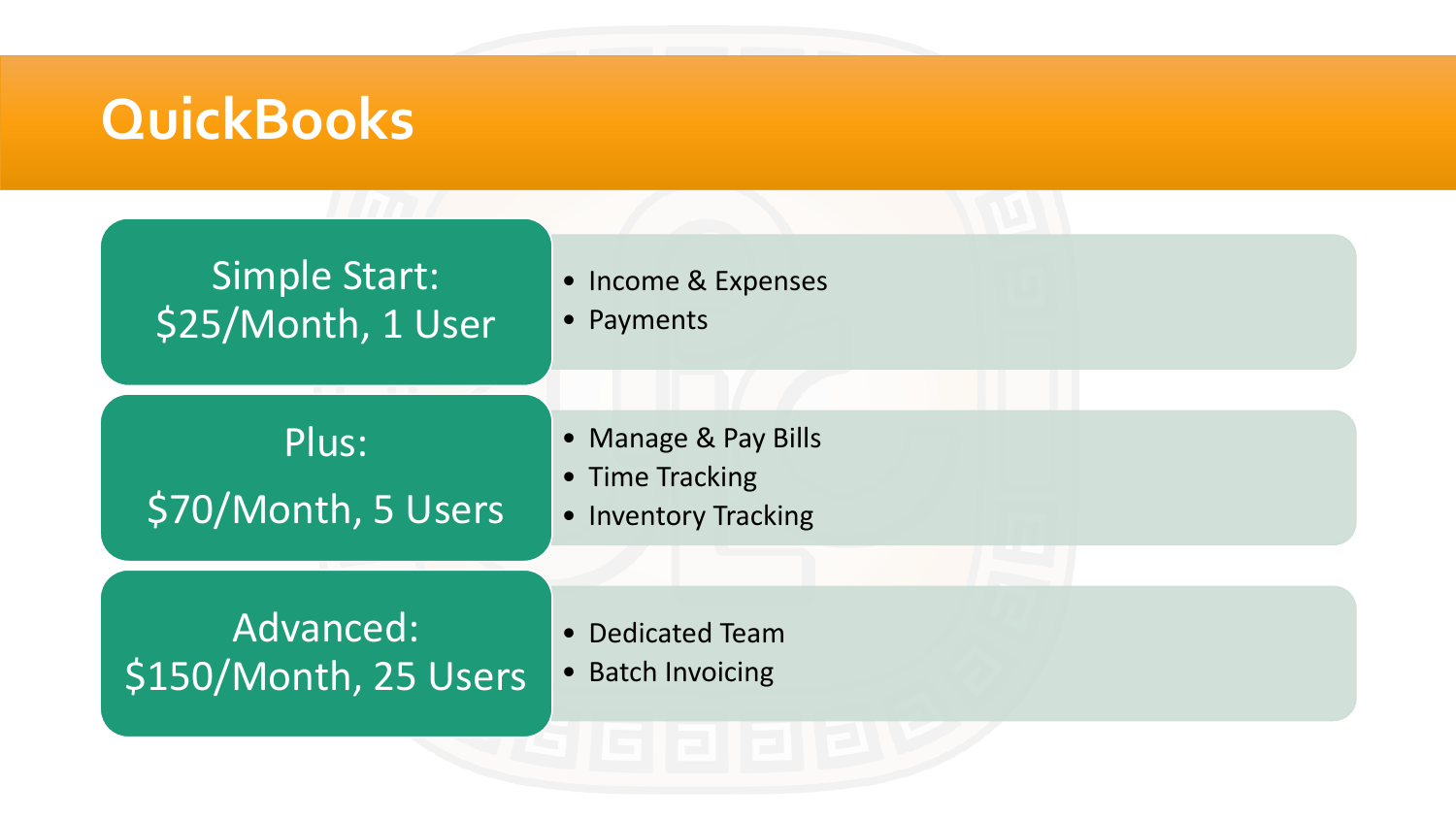# QuickBooks

## Simple Start: $25/Month, 1 User

- Income & Expenses
- Payments

## Plus: $70/Month, 5 Users

- Manage & Pay Bills
- Time Tracking
- Inventory Tracking

## Advanced: $150/Month, 25 Users

- Dedicated Team
- Batch Invoicing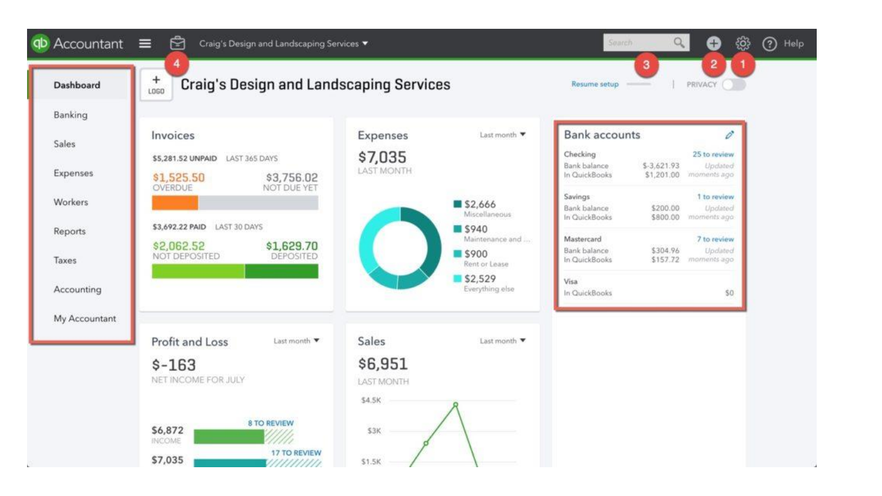Accountant ☰ Craig's Design and Landscaping Services ▼ Search ⊕ ⚙ ? Help

1 2 3 4

- Dashboard
- Banking
- Sales
- Expenses
- Workers
- Reports
- Taxes
- Accounting
- My Accountant

+ LOGO

# Craig's Design and Landscaping Services

Resume setup | PRIVACY

## Invoices

$5,281.52 UNPAID LAST 365 DAYS

| $1,525.50 | $3,756.02 |
| --- | --- |
| OVERDUE | NOT DUE YET |

$3,692.22 PAID LAST 30 DAYS

| $2,062.52 | $1,629.70 |
| --- | --- |
| NOT DEPOSITED | DEPOSITED |

## Expenses

Last month ▼

$7,035

LAST MONTH

- $2,666 Miscellaneous
- $940 Maintenance and ...
- $900 Rent or Lease
- $2,529 Everything else

## Bank accounts

| Account | | Status |
| --- | --- | --- |
| Checking | | 25 to review |
| Bank balance | $-3,621.93 | Updated |
| In QuickBooks | $1,201.00 | moments ago |
| Savings | | 1 to review |
| Bank balance | $200.00 | Updated |
| In QuickBooks | $800.00 | moments ago |
| Mastercard | | 7 to review |
| Bank balance | $304.96 | Updated |
| In QuickBooks | $157.72 | moments ago |
| Visa | | |
| In QuickBooks | $0 | |

## Profit and Loss

Last month ▼

$-163

NET INCOME FOR JULY

$6,872 INCOME — 8 TO REVIEW

$7,035 — 17 TO REVIEW

## Sales

Last month ▼

$6,951

LAST MONTH

$4.5K

$3K

$1.5K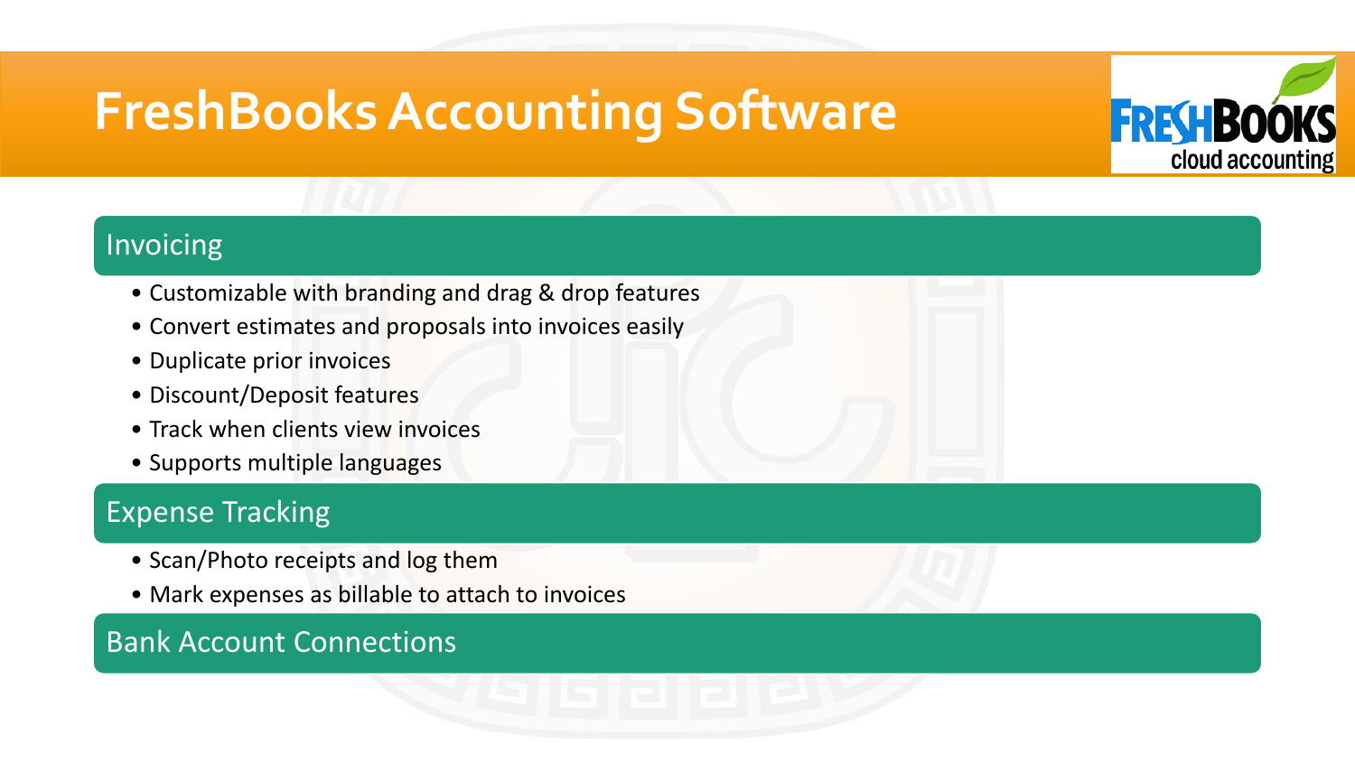# FreshBooks Accounting Software

## Invoicing

- Customizable with branding and drag & drop features
- Convert estimates and proposals into invoices easily
- Duplicate prior invoices
- Discount/Deposit features
- Track when clients view invoices
- Supports multiple languages

## Expense Tracking

- Scan/Photo receipts and log them
- Mark expenses as billable to attach to invoices

## Bank Account Connections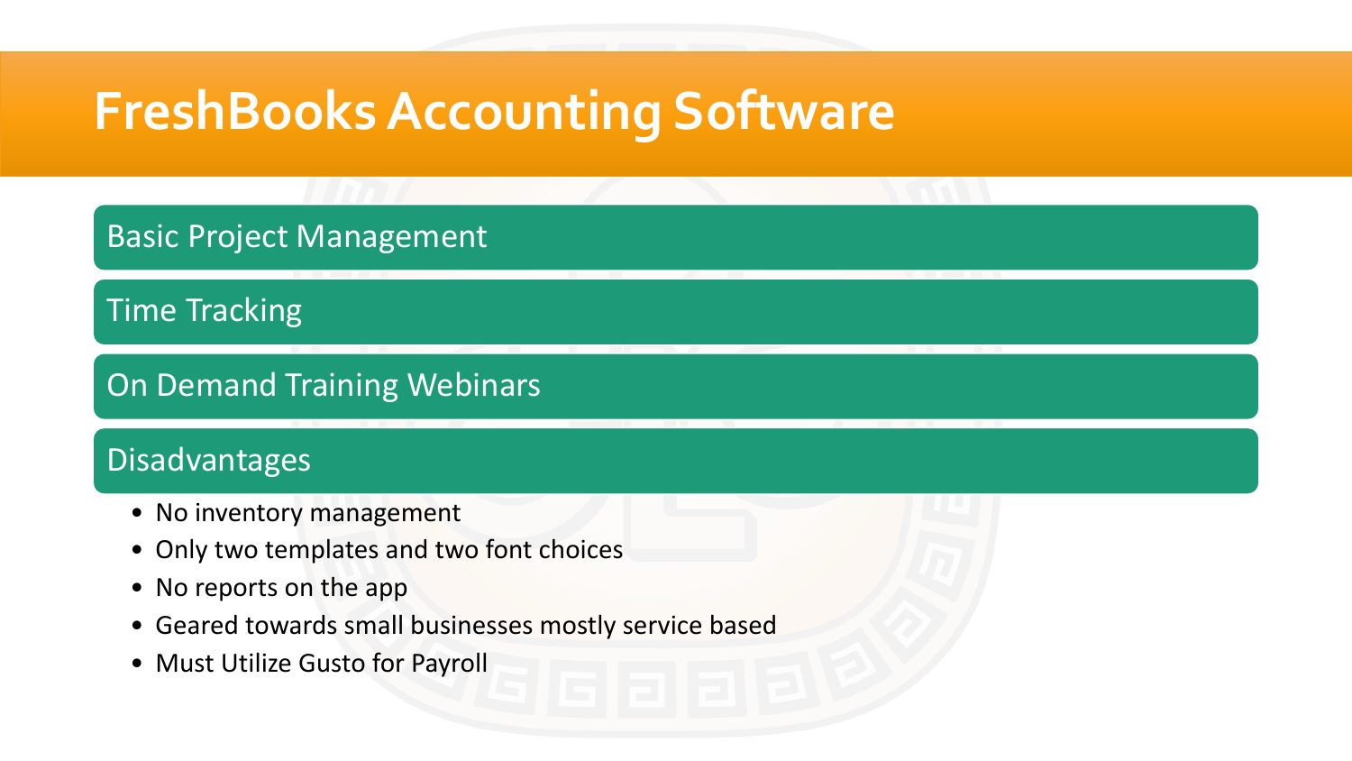# FreshBooks Accounting Software

## Basic Project Management

## Time Tracking

## On Demand Training Webinars

## Disadvantages

- No inventory management
- Only two templates and two font choices
- No reports on the app
- Geared towards small businesses mostly service based
- Must Utilize Gusto for Payroll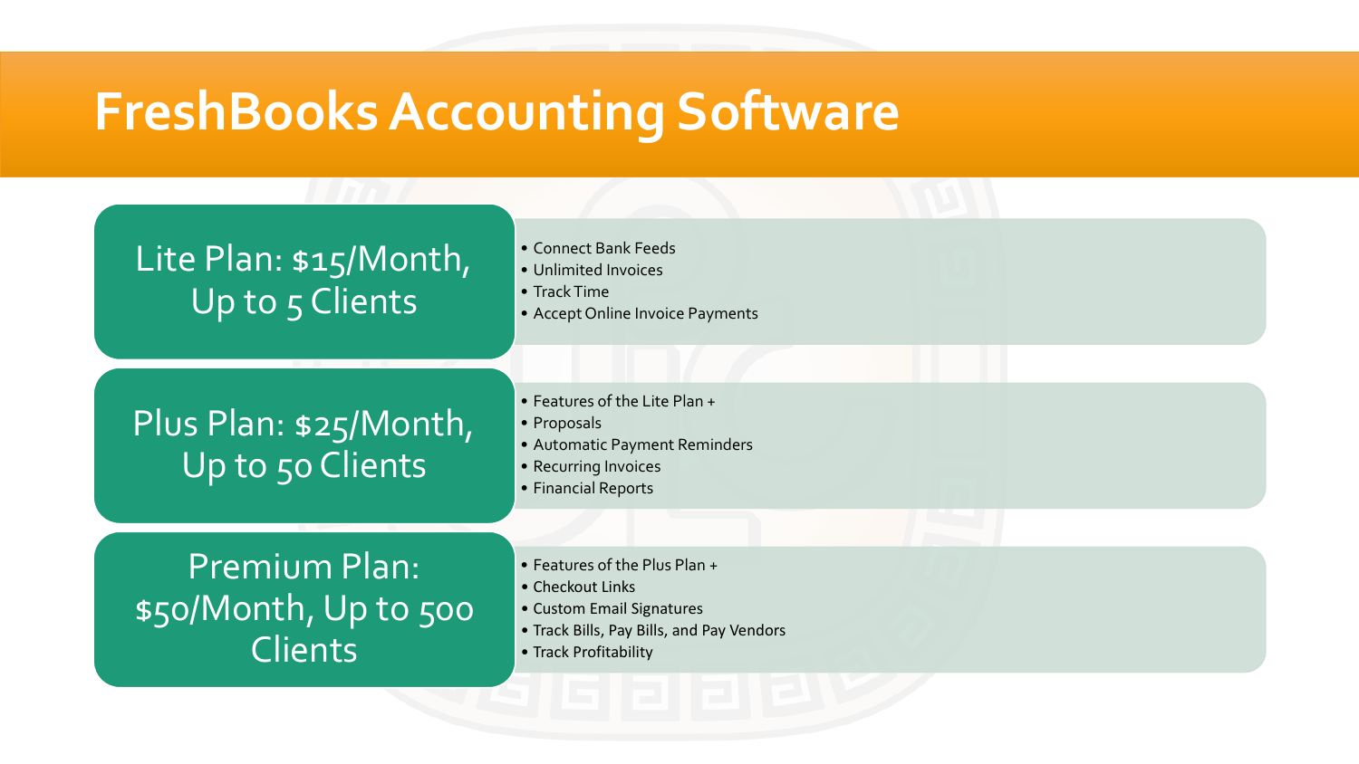# FreshBooks Accounting Software

## Lite Plan: $15/Month, Up to 5 Clients

- Connect Bank Feeds
- Unlimited Invoices
- Track Time
- Accept Online Invoice Payments

## Plus Plan: $25/Month, Up to 50 Clients

- Features of the Lite Plan +
- Proposals
- Automatic Payment Reminders
- Recurring Invoices
- Financial Reports

## Premium Plan: $50/Month, Up to 500 Clients

- Features of the Plus Plan +
- Checkout Links
- Custom Email Signatures
- Track Bills, Pay Bills, and Pay Vendors
- Track Profitability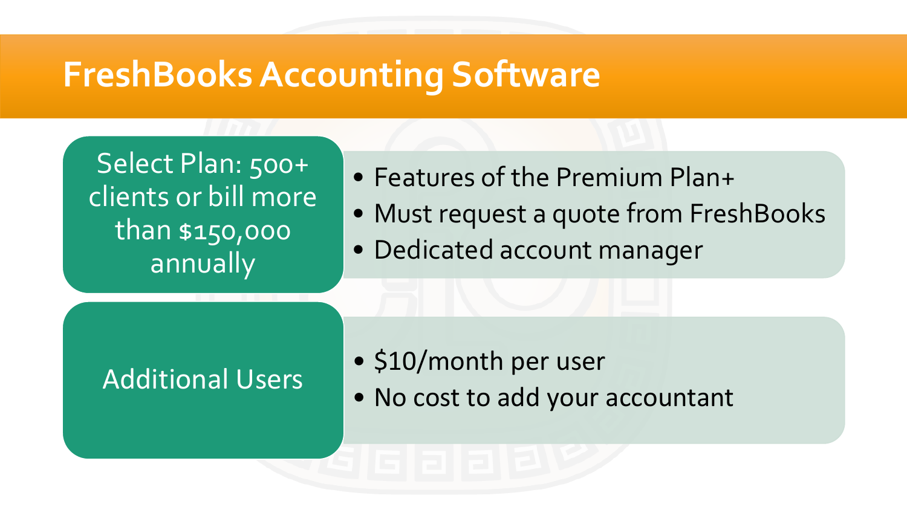# FreshBooks Accounting Software

**Select Plan: 500+ clients or bill more than $150,000 annually**

- Features of the Premium Plan+
- Must request a quote from FreshBooks
- Dedicated account manager

**Additional Users**

- $10/month per user
- No cost to add your accountant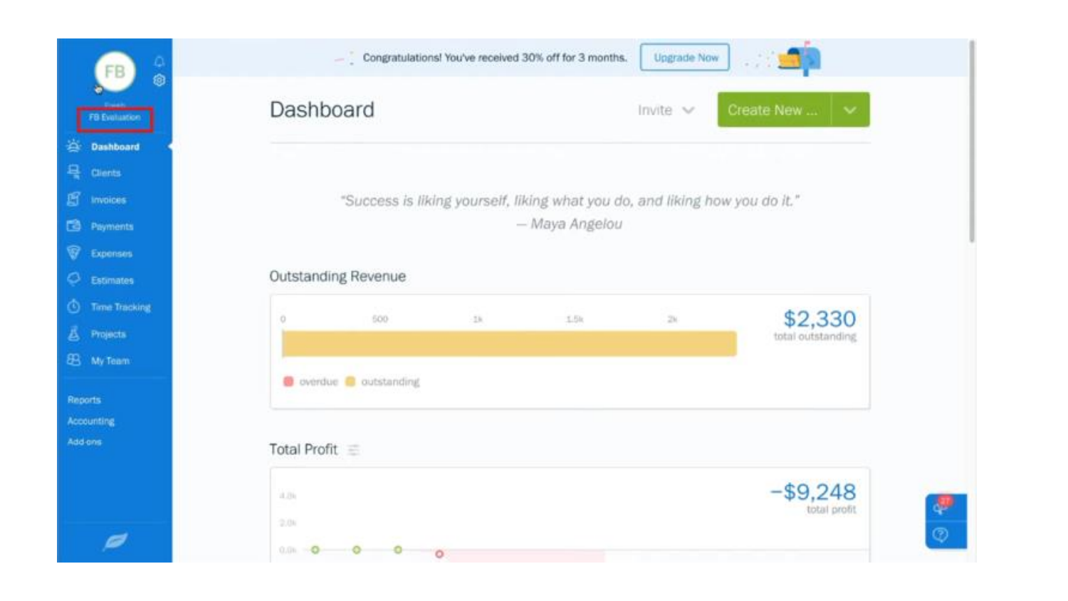Congratulations! You've received 30% off for 3 months. Upgrade Now

FB

FB Evaluation

- Dashboard
- Clients
- Invoices
- Payments
- Expenses
- Estimates
- Time Tracking
- Projects
- My Team

Reports

Accounting

Add-ons

# Dashboard

Invite | Create New ...

*"Success is liking yourself, liking what you do, and liking how you do it."*
*— Maya Angelou*

## Outstanding Revenue

0 | 500 | 1k | 1.5k | 2k

**$2,330**
total outstanding

overdue | outstanding

## Total Profit

4.0k | 2.0k | 0.0k

**-$9,248**
total profit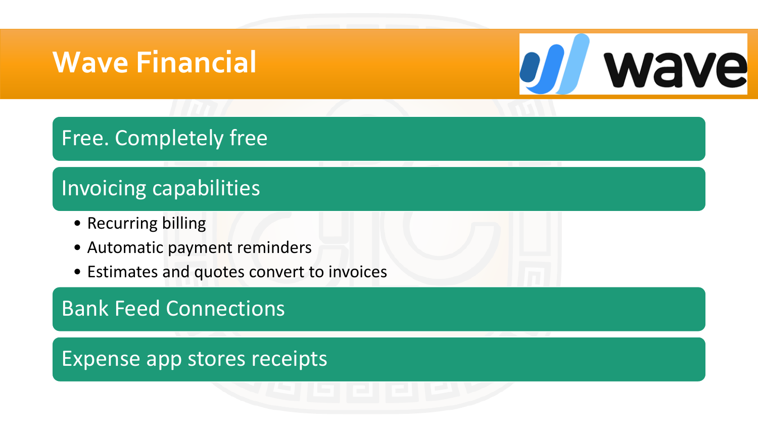# Wave Financial

## Free. Completely free

## Invoicing capabilities

- Recurring billing
- Automatic payment reminders
- Estimates and quotes convert to invoices

## Bank Feed Connections

## Expense app stores receipts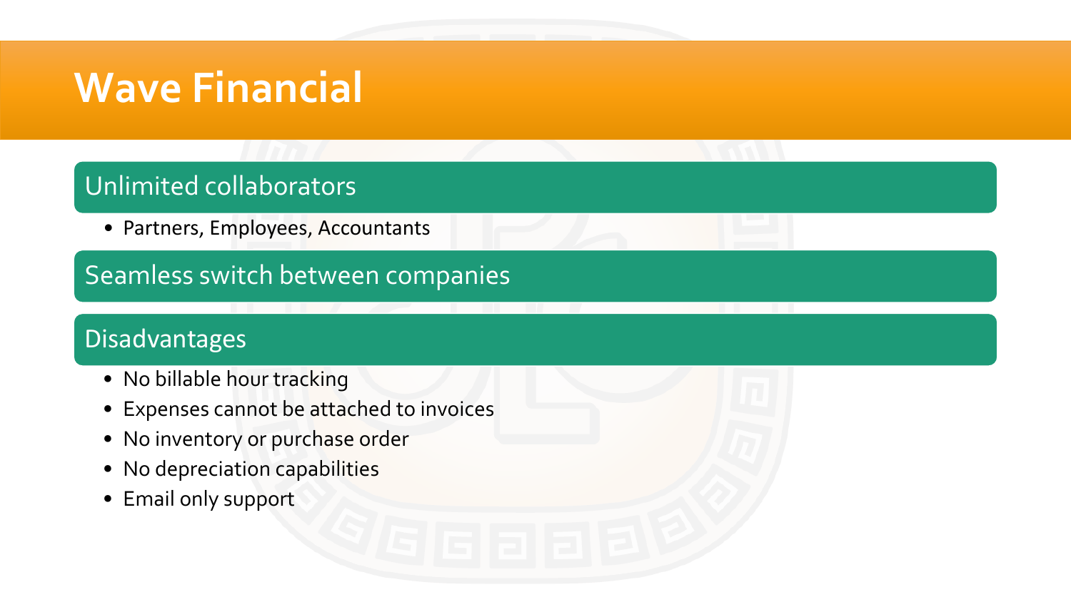# Wave Financial

## Unlimited collaborators

- Partners, Employees, Accountants

## Seamless switch between companies

## Disadvantages

- No billable hour tracking
- Expenses cannot be attached to invoices
- No inventory or purchase order
- No depreciation capabilities
- Email only support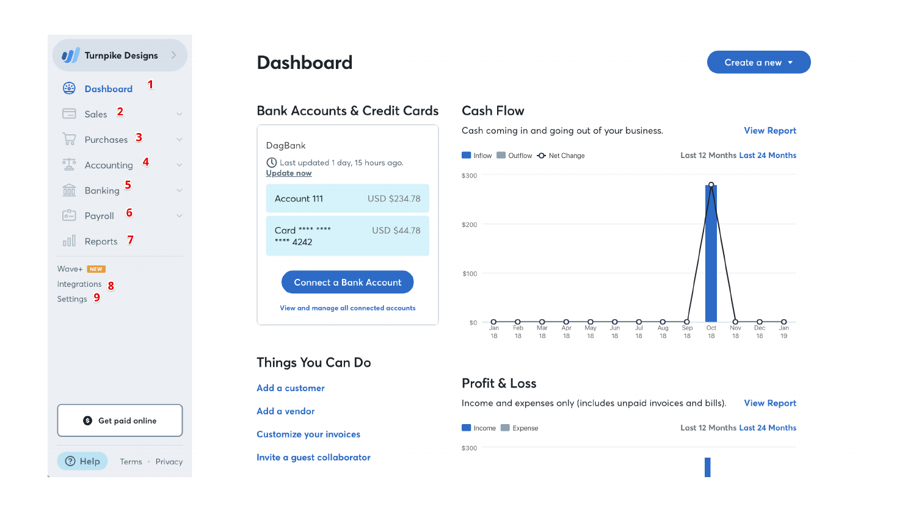Turnpike Designs

- Dashboard 1
- Sales 2
- Purchases 3
- Accounting 4
- Banking 5
- Payroll 6
- Reports 7

Wave+ NEW

Integrations 8

Settings 9

Get paid online

Help · Terms · Privacy

# Dashboard

Create a new

## Bank Accounts & Credit Cards

DagBank

Last updated 1 day, 15 hours ago.
Update now

| Account | Balance |
|---|---|
| Account 111 | USD $234.78 |
| Card **** **** **** 4242 | USD $44.78 |

Connect a Bank Account

View and manage all connected accounts

## Cash Flow

Cash coming in and going out of your business. View Report

Inflow · Outflow · Net Change — Last 12 Months Last 24 Months

$300 · $200 · $100 · $0

Jan 18 · Feb 18 · Mar 18 · Apr 18 · May 18 · Jun 18 · Jul 18 · Aug 18 · Sep 18 · Oct 18 · Nov 18 · Dec 18 · Jan 19

## Things You Can Do

- Add a customer
- Add a vendor
- Customize your invoices
- Invite a guest collaborator

## Profit & Loss

Income and expenses only (includes unpaid invoices and bills). View Report

Income · Expense — Last 12 Months Last 24 Months

$300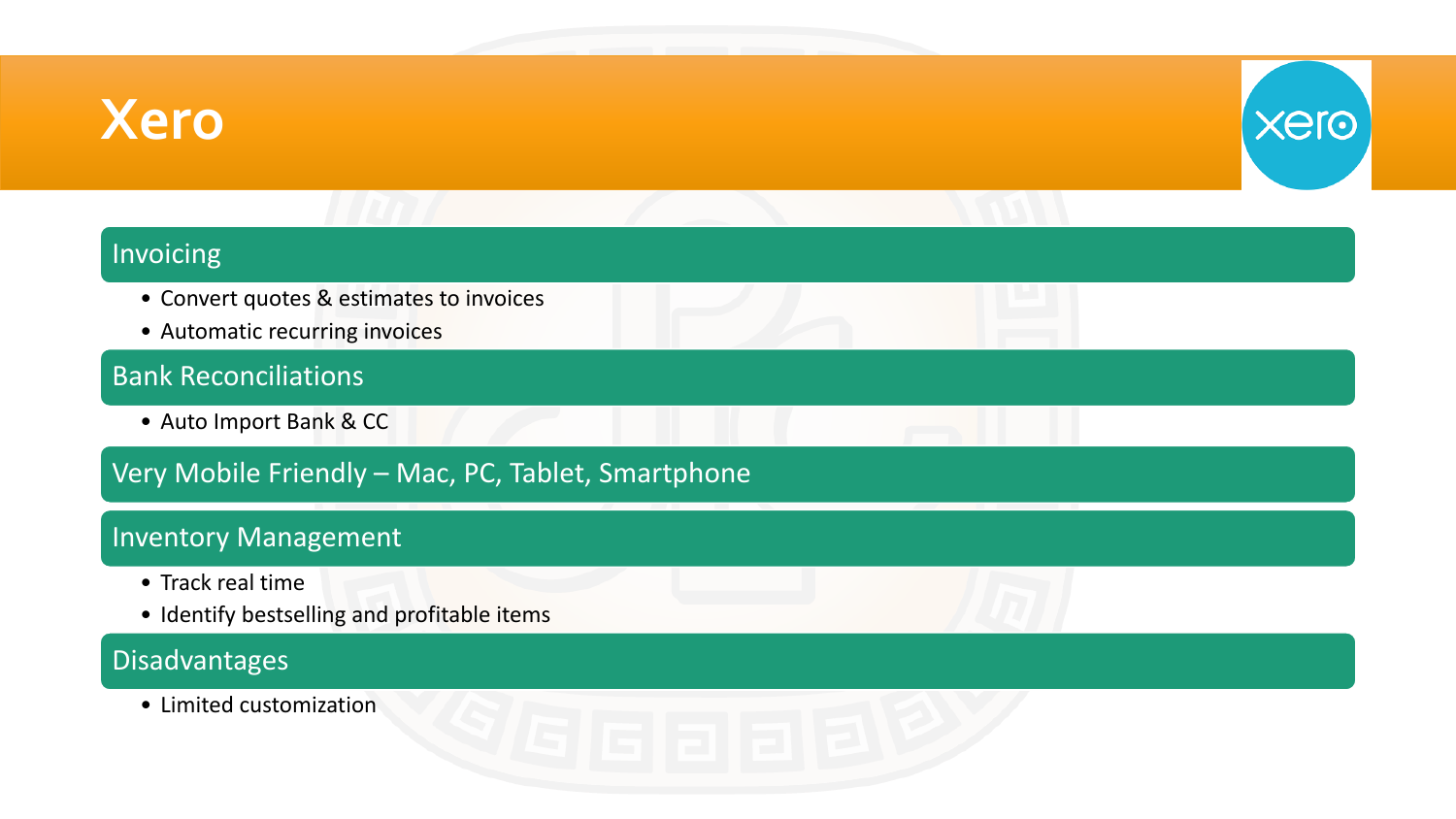# Xero

## Invoicing

- Convert quotes & estimates to invoices
- Automatic recurring invoices

## Bank Reconciliations

- Auto Import Bank & CC

## Very Mobile Friendly – Mac, PC, Tablet, Smartphone

## Inventory Management

- Track real time
- Identify bestselling and profitable items

## Disadvantages

- Limited customization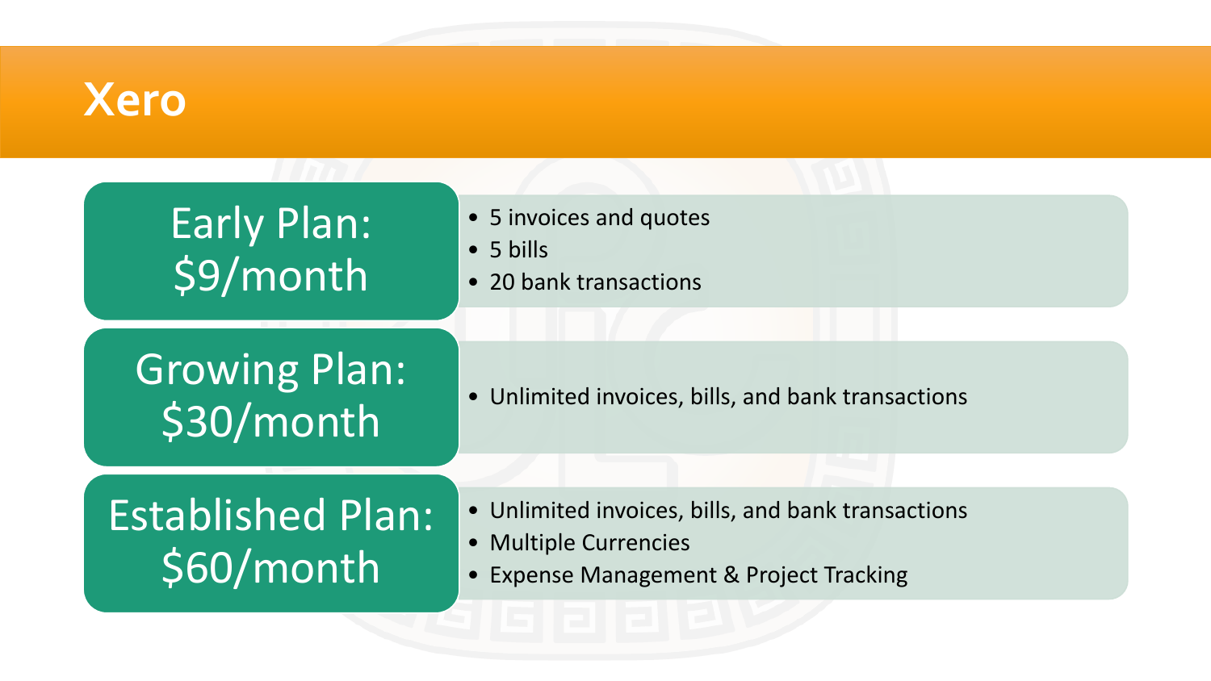# Xero

## Early Plan: $9/month

- 5 invoices and quotes
- 5 bills
- 20 bank transactions

## Growing Plan: $30/month

- Unlimited invoices, bills, and bank transactions

## Established Plan: $60/month

- Unlimited invoices, bills, and bank transactions
- Multiple Currencies
- Expense Management & Project Tracking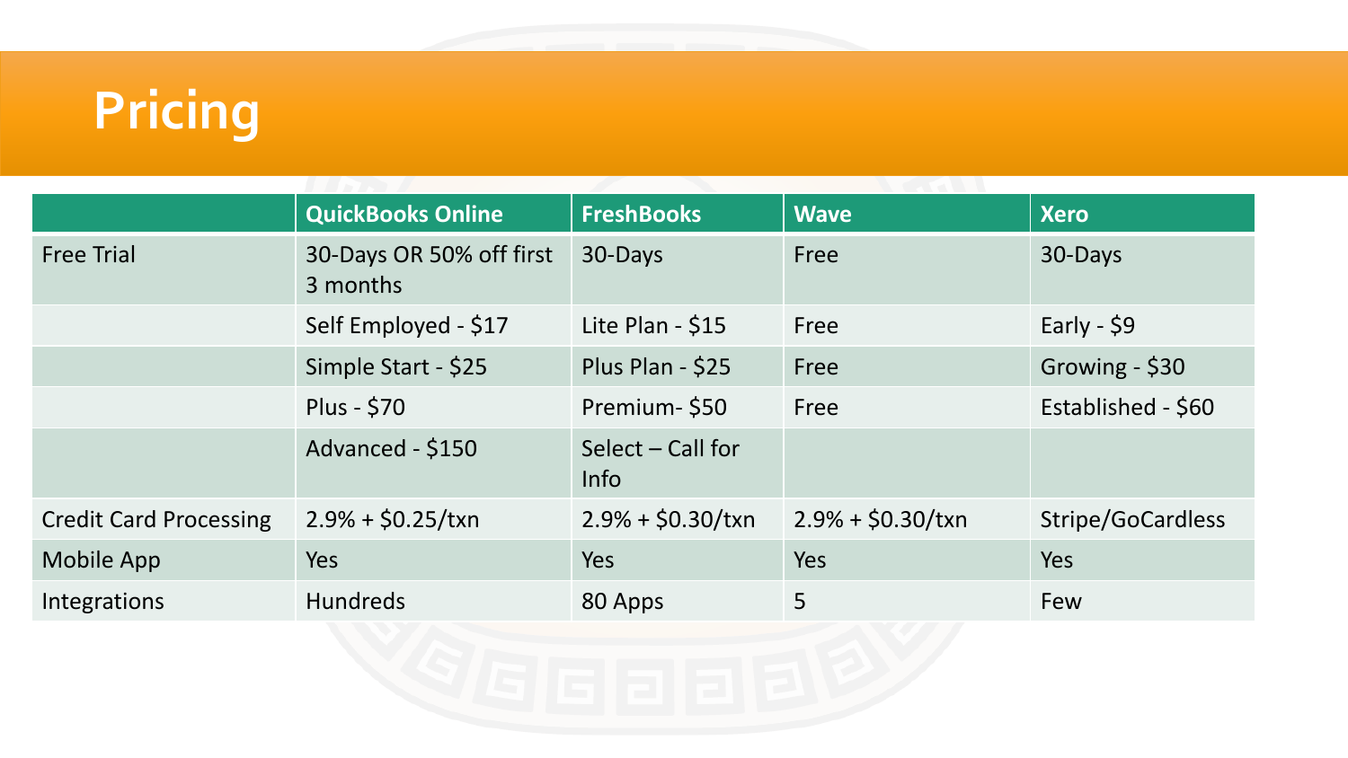# Pricing

| | QuickBooks Online | FreshBooks | Wave | Xero |
|---|---|---|---|---|
| Free Trial | 30-Days OR 50% off first 3 months | 30-Days | Free | 30-Days |
| | Self Employed - $17 | Lite Plan - $15 | Free | Early - $9 |
| | Simple Start - $25 | Plus Plan - $25 | Free | Growing - $30 |
| | Plus - $70 | Premium- $50 | Free | Established - $60 |
| | Advanced - $150 | Select – Call for Info | | |
| Credit Card Processing | 2.9% + $0.25/txn | 2.9% + $0.30/txn | 2.9% + $0.30/txn | Stripe/GoCardless |
| Mobile App | Yes | Yes | Yes | Yes |
| Integrations | Hundreds | 80 Apps | 5 | Few |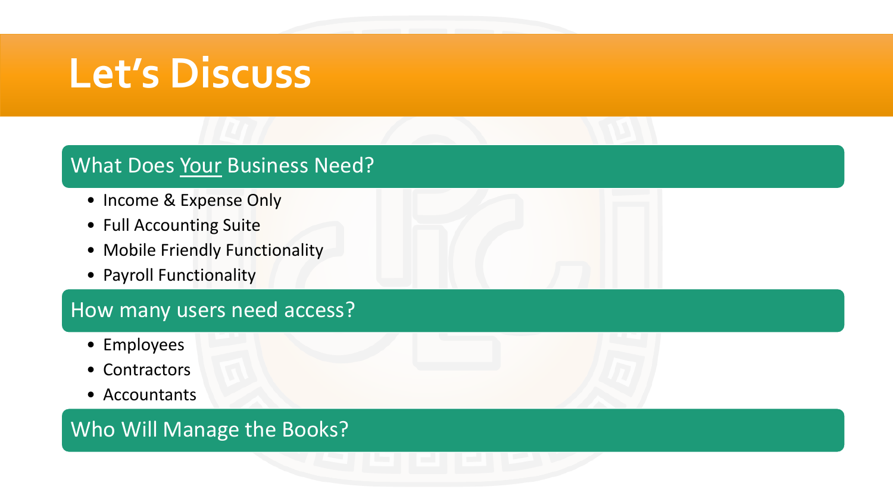# Let's Discuss

## What Does Your Business Need?

- Income & Expense Only
- Full Accounting Suite
- Mobile Friendly Functionality
- Payroll Functionality

## How many users need access?

- Employees
- Contractors
- Accountants

## Who Will Manage the Books?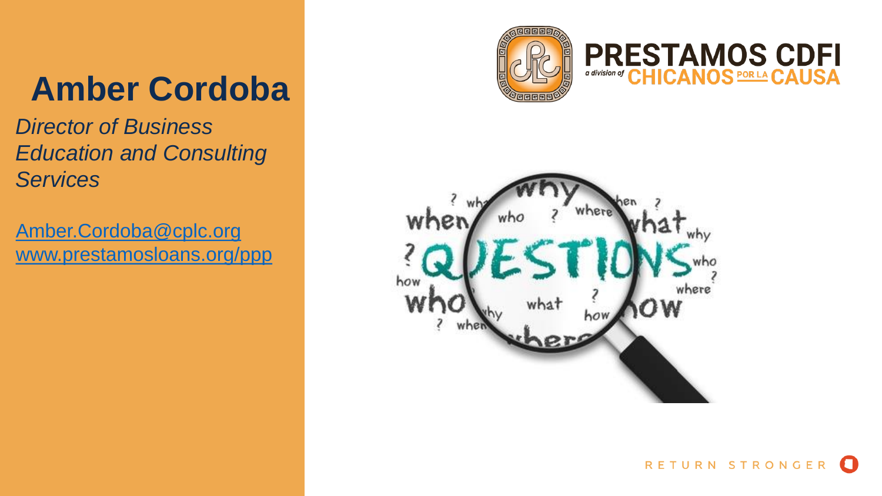# Amber Cordoba

*Director of Business Education and Consulting Services*

[Amber.Cordoba@cplc.org](mailto:Amber.Cordoba@cplc.org)
[www.prestamosloans.org/ppp](http://www.prestamosloans.org/ppp)

PRESTAMOS CDFI
a division of CHICANOS POR LA CAUSA

RETURN STRONGER